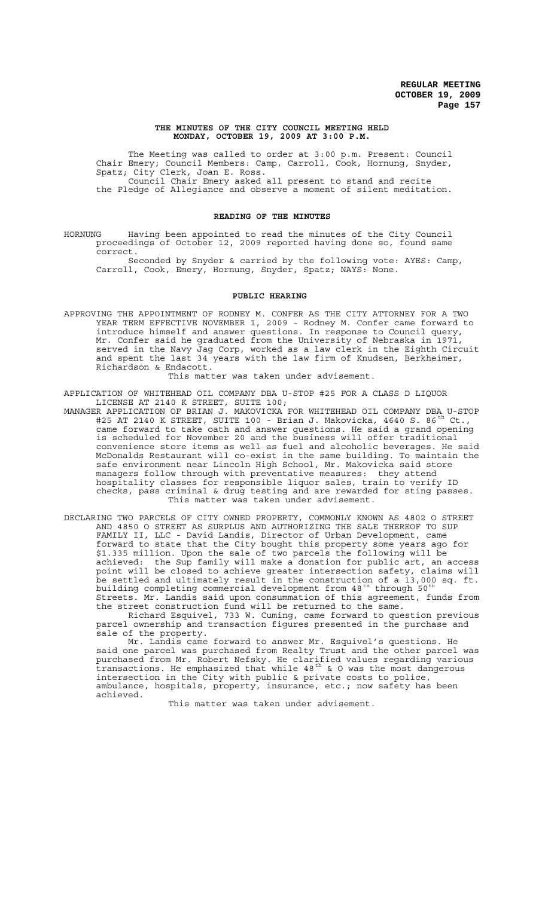**THE MINUTES OF THE CITY COUNCIL MEETING HELD MONDAY, OCTOBER 19, 2009 AT 3:00 P.M.**

The Meeting was called to order at 3:00 p.m. Present: Council Chair Emery; Council Members: Camp, Carroll, Cook, Hornung, Snyder, Spatz; City Clerk, Joan E. Ross.

Council Chair Emery asked all present to stand and recite the Pledge of Allegiance and observe a moment of silent meditation.

**READING OF THE MINUTES**

HORNUNG Having been appointed to read the minutes of the City Council proceedings of October 12, 2009 reported having done so, found same correct.

Seconded by Snyder & carried by the following vote: AYES: Camp, Carroll, Cook, Emery, Hornung, Snyder, Spatz; NAYS: None.

**PUBLIC HEARING**

APPROVING THE APPOINTMENT OF RODNEY M. CONFER AS THE CITY ATTORNEY FOR A TWO YEAR TERM EFFECTIVE NOVEMBER 1, 2009 - Rodney M. Confer came forward to introduce himself and answer questions. In response to Council query, Mr. Confer said he graduated from the University of Nebraska in 1971, served in the Navy Jag Corp, worked as a law clerk in the Eighth Circuit and spent the last 34 years with the law firm of Knudsen, Berkheimer, Richardson & Endacott.

This matter was taken under advisement.

APPLICATION OF WHITEHEAD OIL COMPANY DBA U-STOP #25 FOR A CLASS D LIQUOR LICENSE AT 2140 K STREET, SUITE 100;

MANAGER APPLICATION OF BRIAN J. MAKOVICKA FOR WHITEHEAD OIL COMPANY DBA U-STOP #25 AT 2140 K STREET, SUITE 100 - Brian J. Makovicka, 4640 S. 86th Ct., came forward to take oath and answer questions. He said a grand opening is scheduled for November 20 and the business will offer traditional convenience store items as well as fuel and alcoholic beverages. He said McDonalds Restaurant will co-exist in the same building. To maintain the safe environment near Lincoln High School, Mr. Makovicka said store managers follow through with preventative measures: they attend hospitality classes for responsible liquor sales, train to verify ID checks, pass criminal & drug testing and are rewarded for sting passes.

This matter was taken under advisement.

DECLARING TWO PARCELS OF CITY OWNED PROPERTY, COMMONLY KNOWN AS 4802 O STREET AND 4850 O STREET AS SURPLUS AND AUTHORIZING THE SALE THEREOF TO SUP FAMILY II, LLC - David Landis, Director of Urban Development, came forward to state that the City bought this property some years ago for \$1.335 million. Upon the sale of two parcels the following will be achieved: the Sup family will make a donation for public art, an access point will be closed to achieve greater intersection safety, claims will be settled and ultimately result in the construction of a 13,000 sq. ft. building completing commercial development from 48th through 50th Streets. Mr. Landis said upon consummation of this agreement, funds from the street construction fund will be returned to the same.

Richard Esquivel, 733 W. Cuming, came forward to question previous parcel ownership and transaction figures presented in the purchase and sale of the property.

Mr. Landis came forward to answer Mr. Esquivel's questions. He said one parcel was purchased from Realty Trust and the other parcel was purchased from Mr. Robert Nefsky. He clarified values regarding various transactions. He emphasized that while 48th & O was the most dangerous intersection in the City with public & private costs to police, ambulance, hospitals, property, insurance, etc.; now safety has been achieved.

This matter was taken under advisement.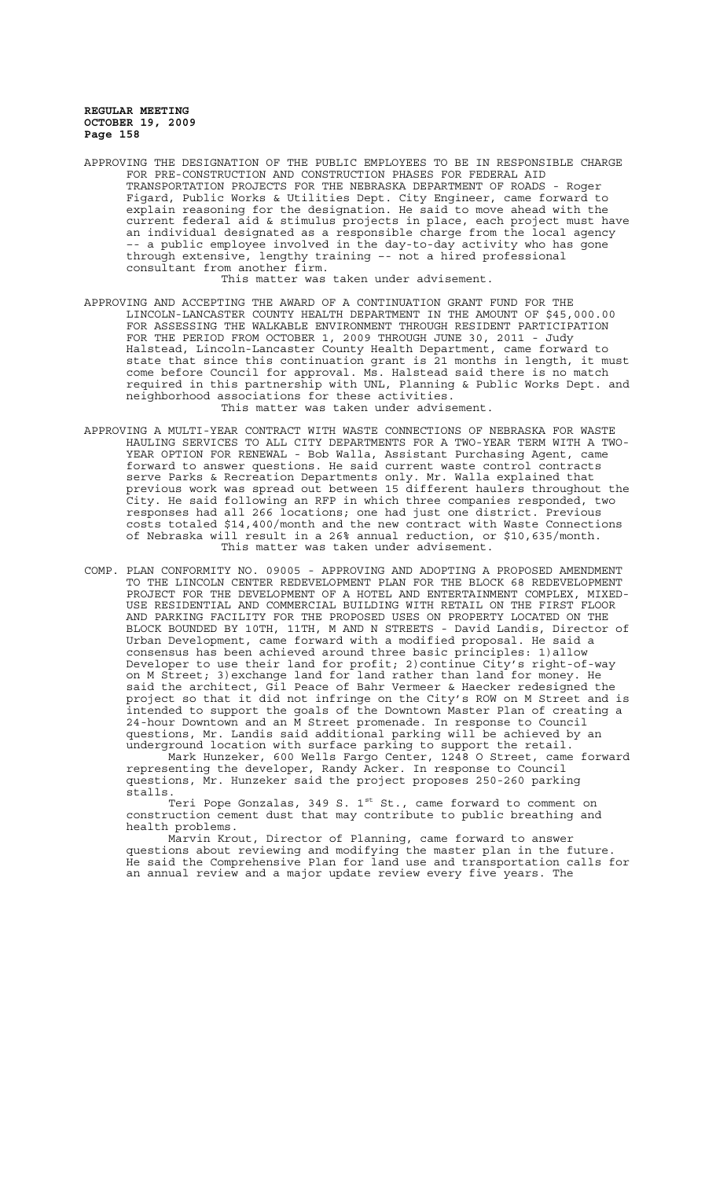APPROVING THE DESIGNATION OF THE PUBLIC EMPLOYEES TO BE IN RESPONSIBLE CHARGE FOR PRE-CONSTRUCTION AND CONSTRUCTION PHASES FOR FEDERAL AID TRANSPORTATION PROJECTS FOR THE NEBRASKA DEPARTMENT OF ROADS - Roger Figard, Public Works & Utilities Dept. City Engineer, came forward to explain reasoning for the designation. He said to move ahead with the current federal aid & stimulus projects in place, each project must have an individual designated as a responsible charge from the local agency -- a public employee involved in the day-to-day activity who has gone through extensive, lengthy training -- not a hired professional consultant from another firm.

This matter was taken under advisement.

APPROVING AND ACCEPTING THE AWARD OF A CONTINUATION GRANT FUND FOR THE LINCOLN-LANCASTER COUNTY HEALTH DEPARTMENT IN THE AMOUNT OF $45,000.00 FOR ASSESSING THE WALKABLE ENVIRONMENT THROUGH RESIDENT PARTICIPATION FOR THE PERIOD FROM OCTOBER 1, 2009 THROUGH JUNE 30, 2011 - Judy Halstead, Lincoln-Lancaster County Health Department, came forward to state that since this continuation grant is 21 months in length, it must come before Council for approval. Ms. Halstead said there is no match required in this partnership with UNL, Planning & Public Works Dept. and neighborhood associations for these activities.

This matter was taken under advisement.

APPROVING A MULTI-YEAR CONTRACT WITH WASTE CONNECTIONS OF NEBRASKA FOR WASTE HAULING SERVICES TO ALL CITY DEPARTMENTS FOR A TWO-YEAR TERM WITH A TWO-YEAR OPTION FOR RENEWAL - Bob Walla, Assistant Purchasing Agent, came forward to answer questions. He said current waste control contracts serve Parks & Recreation Departments only. Mr. Walla explained that previous work was spread out between 15 different haulers throughout the City. He said following an RFP in which three companies responded, two responses had all 266 locations; one had just one district. Previous costs totaled $14,400/month and the new contract with Waste Connections of Nebraska will result in a 26% annual reduction, or $10,635/month.

This matter was taken under advisement.

COMP. PLAN CONFORMITY NO. 09005 - APPROVING AND ADOPTING A PROPOSED AMENDMENT TO THE LINCOLN CENTER REDEVELOPMENT PLAN FOR THE BLOCK 68 REDEVELOPMENT PROJECT FOR THE DEVELOPMENT OF A HOTEL AND ENTERTAINMENT COMPLEX, MIXED-USE RESIDENTIAL AND COMMERCIAL BUILDING WITH RETAIL ON THE FIRST FLOOR AND PARKING FACILITY FOR THE PROPOSED USES ON PROPERTY LOCATED ON THE BLOCK BOUNDED BY 10TH, 11TH, M AND N STREETS - David Landis, Director of Urban Development, came forward with a modified proposal. He said a consensus has been achieved around three basic principles: 1)allow Developer to use their land for profit; 2)continue City's right-of-way on M Street; 3)exchange land for land rather than land for money. He said the architect, Gil Peace of Bahr Vermeer & Haecker redesigned the project so that it did not infringe on the City's ROW on M Street and is intended to support the goals of the Downtown Master Plan of creating a 24-hour Downtown and an M Street promenade. In response to Council questions, Mr. Landis said additional parking will be achieved by an underground location with surface parking to support the retail.

Mark Hunzeker, 600 Wells Fargo Center, 1248 O Street, came forward representing the developer, Randy Acker. In response to Council questions, Mr. Hunzeker said the project proposes 250-260 parking stalls.

Teri Pope Gonzalas, 349 S. 1st St., came forward to comment on construction cement dust that may contribute to public breathing and health problems.

Marvin Krout, Director of Planning, came forward to answer questions about reviewing and modifying the master plan in the future. He said the Comprehensive Plan for land use and transportation calls for an annual review and a major update review every five years. The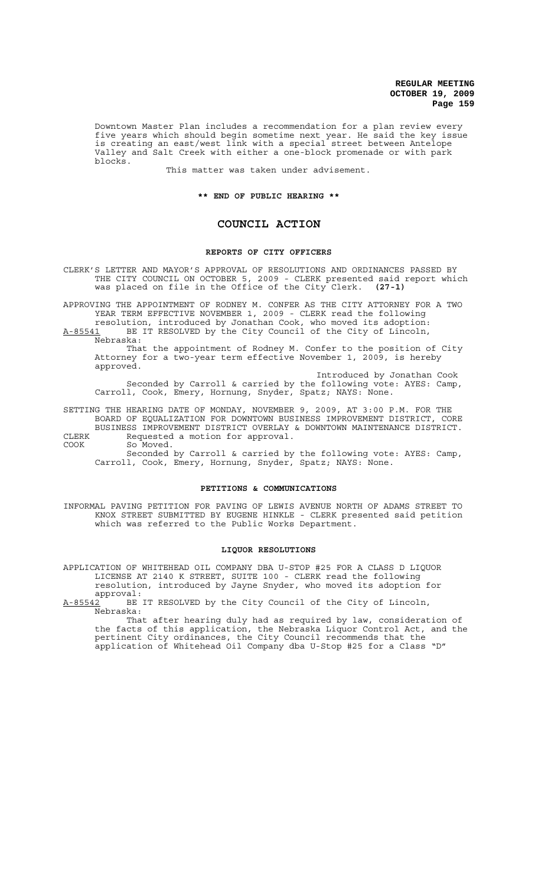Downtown Master Plan includes a recommendation for a plan review every five years which should begin sometime next year. He said the key issue is creating an east/west link with a special street between Antelope Valley and Salt Creek with either a one-block promenade or with park blocks.

This matter was taken under advisement.

**\*\* END OF PUBLIC HEARING \*\***

# COUNCIL ACTION

## REPORTS OF CITY OFFICERS

CLERK'S LETTER AND MAYOR'S APPROVAL OF RESOLUTIONS AND ORDINANCES PASSED BY THE CITY COUNCIL ON OCTOBER 5, 2009 - CLERK presented said report which was placed on file in the Office of the City Clerk. **(27-1)**

APPROVING THE APPOINTMENT OF RODNEY M. CONFER AS THE CITY ATTORNEY FOR A TWO YEAR TERM EFFECTIVE NOVEMBER 1, 2009 - CLERK read the following resolution, introduced by Jonathan Cook, who moved its adoption:

A-85541 BE IT RESOLVED by the City Council of the City of Lincoln, Nebraska:

That the appointment of Rodney M. Confer to the position of City Attorney for a two-year term effective November 1, 2009, is hereby approved.

Introduced by Jonathan Cook

Seconded by Carroll & carried by the following vote: AYES: Camp, Carroll, Cook, Emery, Hornung, Snyder, Spatz; NAYS: None.

SETTING THE HEARING DATE OF MONDAY, NOVEMBER 9, 2009, AT 3:00 P.M. FOR THE BOARD OF EQUALIZATION FOR DOWNTOWN BUSINESS IMPROVEMENT DISTRICT, CORE BUSINESS IMPROVEMENT DISTRICT OVERLAY & DOWNTOWN MAINTENANCE DISTRICT.

CLERK Requested a motion for approval.
COOK So Moved.

Seconded by Carroll & carried by the following vote: AYES: Camp, Carroll, Cook, Emery, Hornung, Snyder, Spatz; NAYS: None.

## PETITIONS & COMMUNICATIONS

INFORMAL PAVING PETITION FOR PAVING OF LEWIS AVENUE NORTH OF ADAMS STREET TO KNOX STREET SUBMITTED BY EUGENE HINKLE - CLERK presented said petition which was referred to the Public Works Department.

## LIQUOR RESOLUTIONS

APPLICATION OF WHITEHEAD OIL COMPANY DBA U-STOP #25 FOR A CLASS D LIQUOR LICENSE AT 2140 K STREET, SUITE 100 - CLERK read the following resolution, introduced by Jayne Snyder, who moved its adoption for approval:

A-85542 BE IT RESOLVED by the City Council of the City of Lincoln, Nebraska:

That after hearing duly had as required by law, consideration of the facts of this application, the Nebraska Liquor Control Act, and the pertinent City ordinances, the City Council recommends that the application of Whitehead Oil Company dba U-Stop #25 for a Class "D"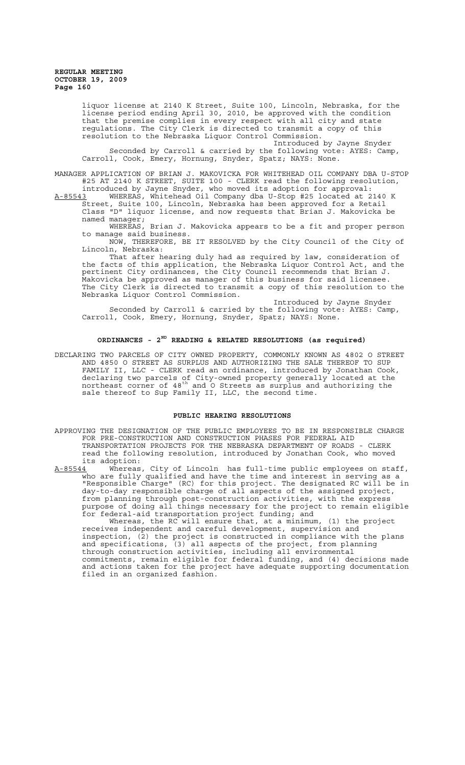liquor license at 2140 K Street, Suite 100, Lincoln, Nebraska, for the license period ending April 30, 2010, be approved with the condition that the premise complies in every respect with all city and state regulations. The City Clerk is directed to transmit a copy of this resolution to the Nebraska Liquor Control Commission.

Introduced by Jayne Snyder

Seconded by Carroll & carried by the following vote: AYES: Camp, Carroll, Cook, Emery, Hornung, Snyder, Spatz; NAYS: None.

MANAGER APPLICATION OF BRIAN J. MAKOVICKA FOR WHITEHEAD OIL COMPANY DBA U-STOP #25 AT 2140 K STREET, SUITE 100 - CLERK read the following resolution, introduced by Jayne Snyder, who moved its adoption for approval:

A-85543 WHEREAS, Whitehead Oil Company dba U-Stop #25 located at 2140 K Street, Suite 100, Lincoln, Nebraska has been approved for a Retail Class "D" liquor license, and now requests that Brian J. Makovicka be named manager;

WHEREAS, Brian J. Makovicka appears to be a fit and proper person to manage said business.

NOW, THEREFORE, BE IT RESOLVED by the City Council of the City of Lincoln, Nebraska:

That after hearing duly had as required by law, consideration of the facts of this application, the Nebraska Liquor Control Act, and the pertinent City ordinances, the City Council recommends that Brian J. Makovicka be approved as manager of this business for said licensee. The City Clerk is directed to transmit a copy of this resolution to the Nebraska Liquor Control Commission.

Introduced by Jayne Snyder

Seconded by Carroll & carried by the following vote: AYES: Camp, Carroll, Cook, Emery, Hornung, Snyder, Spatz; NAYS: None.

## ORDINANCES - 2ND READING & RELATED RESOLUTIONS (as required)

DECLARING TWO PARCELS OF CITY OWNED PROPERTY, COMMONLY KNOWN AS 4802 O STREET AND 4850 O STREET AS SURPLUS AND AUTHORIZING THE SALE THEREOF TO SUP FAMILY II, LLC - CLERK read an ordinance, introduced by Jonathan Cook, declaring two parcels of City-owned property generally located at the northeast corner of 48th and O Streets as surplus and authorizing the sale thereof to Sup Family II, LLC, the second time.

## PUBLIC HEARING RESOLUTIONS

APPROVING THE DESIGNATION OF THE PUBLIC EMPLOYEES TO BE IN RESPONSIBLE CHARGE FOR PRE-CONSTRUCTION AND CONSTRUCTION PHASES FOR FEDERAL AID TRANSPORTATION PROJECTS FOR THE NEBRASKA DEPARTMENT OF ROADS - CLERK read the following resolution, introduced by Jonathan Cook, who moved its adoption:

A-85544 Whereas, City of Lincoln has full-time public employees on staff, who are fully qualified and have the time and interest in serving as a "Responsible Charge" (RC) for this project. The designated RC will be in day-to-day responsible charge of all aspects of the assigned project, from planning through post-construction activities, with the express purpose of doing all things necessary for the project to remain eligible for federal-aid transportation project funding; and

Whereas, the RC will ensure that, at a minimum, (1) the project receives independent and careful development, supervision and inspection, (2) the project is constructed in compliance with the plans and specifications, (3) all aspects of the project, from planning through construction activities, including all environmental commitments, remain eligible for federal funding, and (4) decisions made and actions taken for the project have adequate supporting documentation filed in an organized fashion.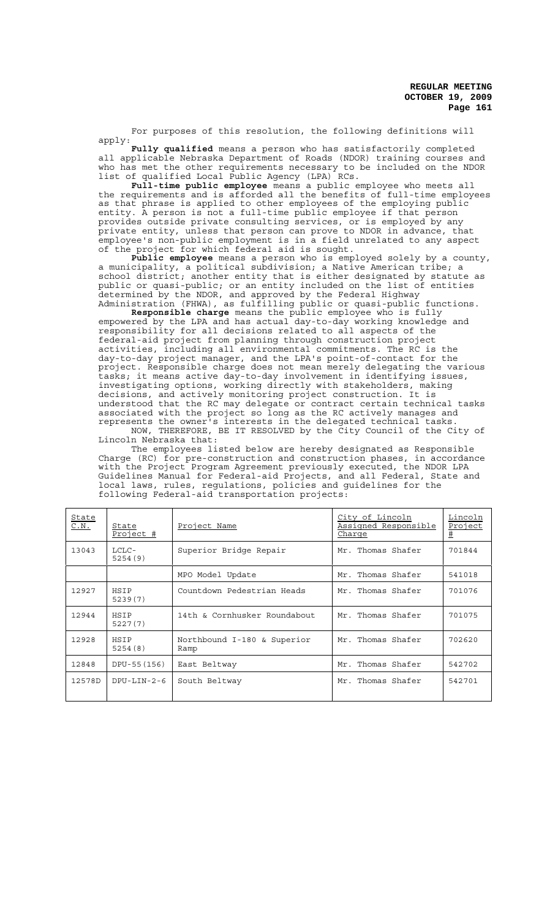For purposes of this resolution, the following definitions will apply:

**Fully qualified** means a person who has satisfactorily completed all applicable Nebraska Department of Roads (NDOR) training courses and who has met the other requirements necessary to be included on the NDOR list of qualified Local Public Agency (LPA) RCs.

**Full-time public employee** means a public employee who meets all the requirements and is afforded all the benefits of full-time employees as that phrase is applied to other employees of the employing public entity. A person is not a full-time public employee if that person provides outside private consulting services, or is employed by any private entity, unless that person can prove to NDOR in advance, that employee's non-public employment is in a field unrelated to any aspect of the project for which federal aid is sought.

**Public employee** means a person who is employed solely by a county, a municipality, a political subdivision; a Native American tribe; a school district; another entity that is either designated by statute as public or quasi-public; or an entity included on the list of entities determined by the NDOR, and approved by the Federal Highway Administration (FHWA), as fulfilling public or quasi-public functions.

**Responsible charge** means the public employee who is fully empowered by the LPA and has actual day-to-day working knowledge and responsibility for all decisions related to all aspects of the federal-aid project from planning through construction project activities, including all environmental commitments. The RC is the day-to-day project manager, and the LPA's point-of-contact for the project. Responsible charge does not mean merely delegating the various tasks; it means active day-to-day involvement in identifying issues, investigating options, working directly with stakeholders, making decisions, and actively monitoring project construction. It is understood that the RC may delegate or contract certain technical tasks associated with the project so long as the RC actively manages and represents the owner's interests in the delegated technical tasks.

NOW, THEREFORE, BE IT RESOLVED by the City Council of the City of Lincoln Nebraska that:

The employees listed below are hereby designated as Responsible Charge (RC) for pre-construction and construction phases, in accordance with the Project Program Agreement previously executed, the NDOR LPA Guidelines Manual for Federal-aid Projects, and all Federal, State and local laws, rules, regulations, policies and guidelines for the following Federal-aid transportation projects:

| State C.N. | State Project # | Project Name | City of Lincoln Assigned Responsible Charge | Lincoln Project # |
|---|---|---|---|---|
| 13043 | LCLC-5254(9) | Superior Bridge Repair | Mr. Thomas Shafer | 701844 |
| | | MPO Model Update | Mr. Thomas Shafer | 541018 |
| 12927 | HSIP 5239(7) | Countdown Pedestrian Heads | Mr. Thomas Shafer | 701076 |
| 12944 | HSIP 5227(7) | 14th & Cornhusker Roundabout | Mr. Thomas Shafer | 701075 |
| 12928 | HSIP 5254(8) | Northbound I-180 & Superior Ramp | Mr. Thomas Shafer | 702620 |
| 12848 | DPU-55(156) | East Beltway | Mr. Thomas Shafer | 542702 |
| 12578D | DPU-LIN-2-6 | South Beltway | Mr. Thomas Shafer | 542701 |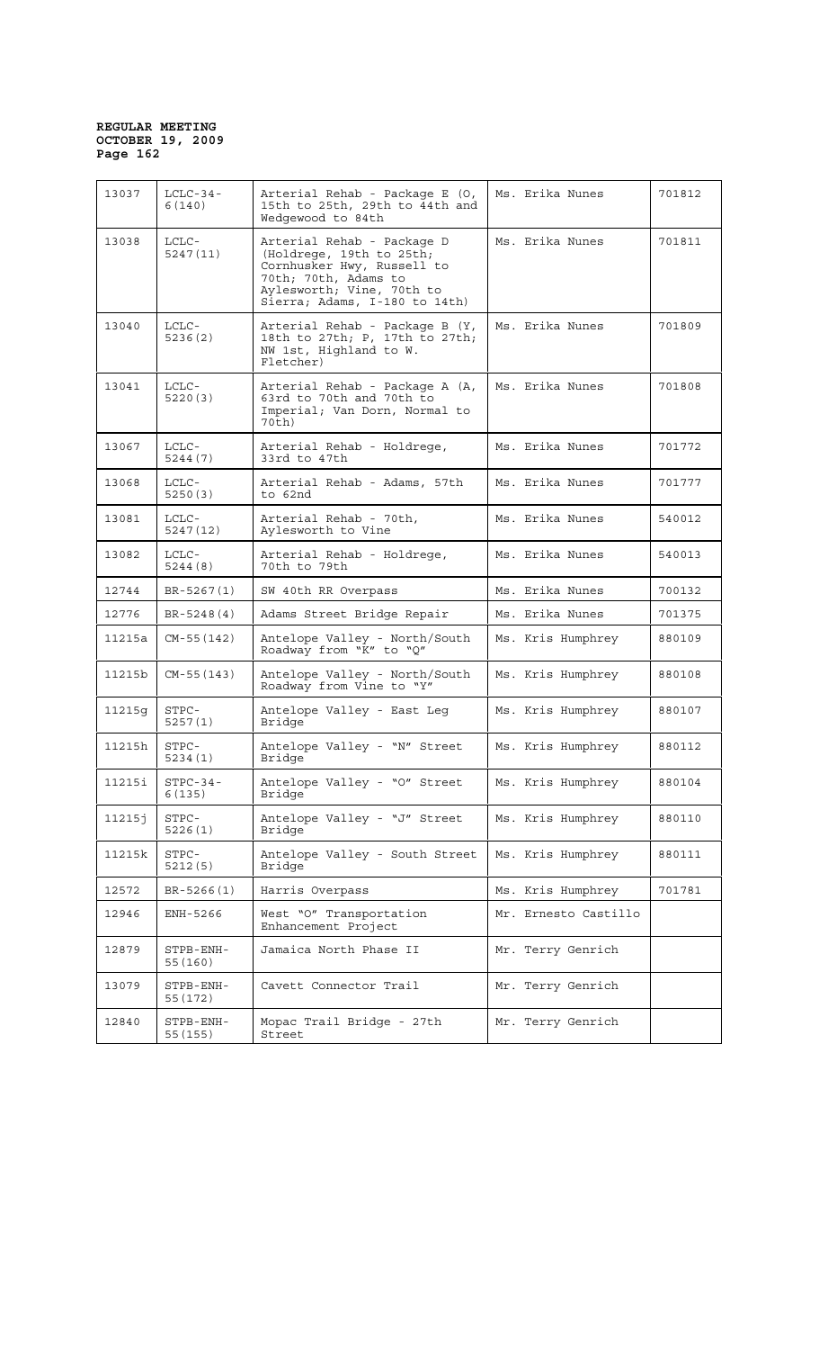| 13037 | LCLC-34-6(140) | Arterial Rehab - Package E (O, 15th to 25th, 29th to 44th and Wedgewood to 84th | Ms. Erika Nunes | 701812 |
|---|---|---|---|---|
| 13038 | LCLC-5247(11) | Arterial Rehab - Package D (Holdrege, 19th to 25th; Cornhusker Hwy, Russell to 70th; 70th, Adams to Aylesworth; Vine, 70th to Sierra; Adams, I-180 to 14th) | Ms. Erika Nunes | 701811 |
| 13040 | LCLC-5236(2) | Arterial Rehab - Package B (Y, 18th to 27th; P, 17th to 27th; NW 1st, Highland to W. Fletcher) | Ms. Erika Nunes | 701809 |
| 13041 | LCLC-5220(3) | Arterial Rehab - Package A (A, 63rd to 70th and 70th to Imperial; Van Dorn, Normal to 70th) | Ms. Erika Nunes | 701808 |
| 13067 | LCLC-5244(7) | Arterial Rehab - Holdrege, 33rd to 47th | Ms. Erika Nunes | 701772 |
| 13068 | LCLC-5250(3) | Arterial Rehab - Adams, 57th to 62nd | Ms. Erika Nunes | 701777 |
| 13081 | LCLC-5247(12) | Arterial Rehab - 70th, Aylesworth to Vine | Ms. Erika Nunes | 540012 |
| 13082 | LCLC-5244(8) | Arterial Rehab - Holdrege, 70th to 79th | Ms. Erika Nunes | 540013 |
| 12744 | BR-5267(1) | SW 40th RR Overpass | Ms. Erika Nunes | 700132 |
| 12776 | BR-5248(4) | Adams Street Bridge Repair | Ms. Erika Nunes | 701375 |
| 11215a | CM-55(142) | Antelope Valley - North/South Roadway from "K" to "Q" | Ms. Kris Humphrey | 880109 |
| 11215b | CM-55(143) | Antelope Valley - North/South Roadway from Vine to "Y" | Ms. Kris Humphrey | 880108 |
| 11215g | STPC-5257(1) | Antelope Valley - East Leg Bridge | Ms. Kris Humphrey | 880107 |
| 11215h | STPC-5234(1) | Antelope Valley - "N" Street Bridge | Ms. Kris Humphrey | 880112 |
| 11215i | STPC-34-6(135) | Antelope Valley - "O" Street Bridge | Ms. Kris Humphrey | 880104 |
| 11215j | STPC-5226(1) | Antelope Valley - "J" Street Bridge | Ms. Kris Humphrey | 880110 |
| 11215k | STPC-5212(5) | Antelope Valley - South Street Bridge | Ms. Kris Humphrey | 880111 |
| 12572 | BR-5266(1) | Harris Overpass | Ms. Kris Humphrey | 701781 |
| 12946 | ENH-5266 | West "O" Transportation Enhancement Project | Mr. Ernesto Castillo | |
| 12879 | STPB-ENH-55(160) | Jamaica North Phase II | Mr. Terry Genrich | |
| 13079 | STPB-ENH-55(172) | Cavett Connector Trail | Mr. Terry Genrich | |
| 12840 | STPB-ENH-55(155) | Mopac Trail Bridge - 27th Street | Mr. Terry Genrich | |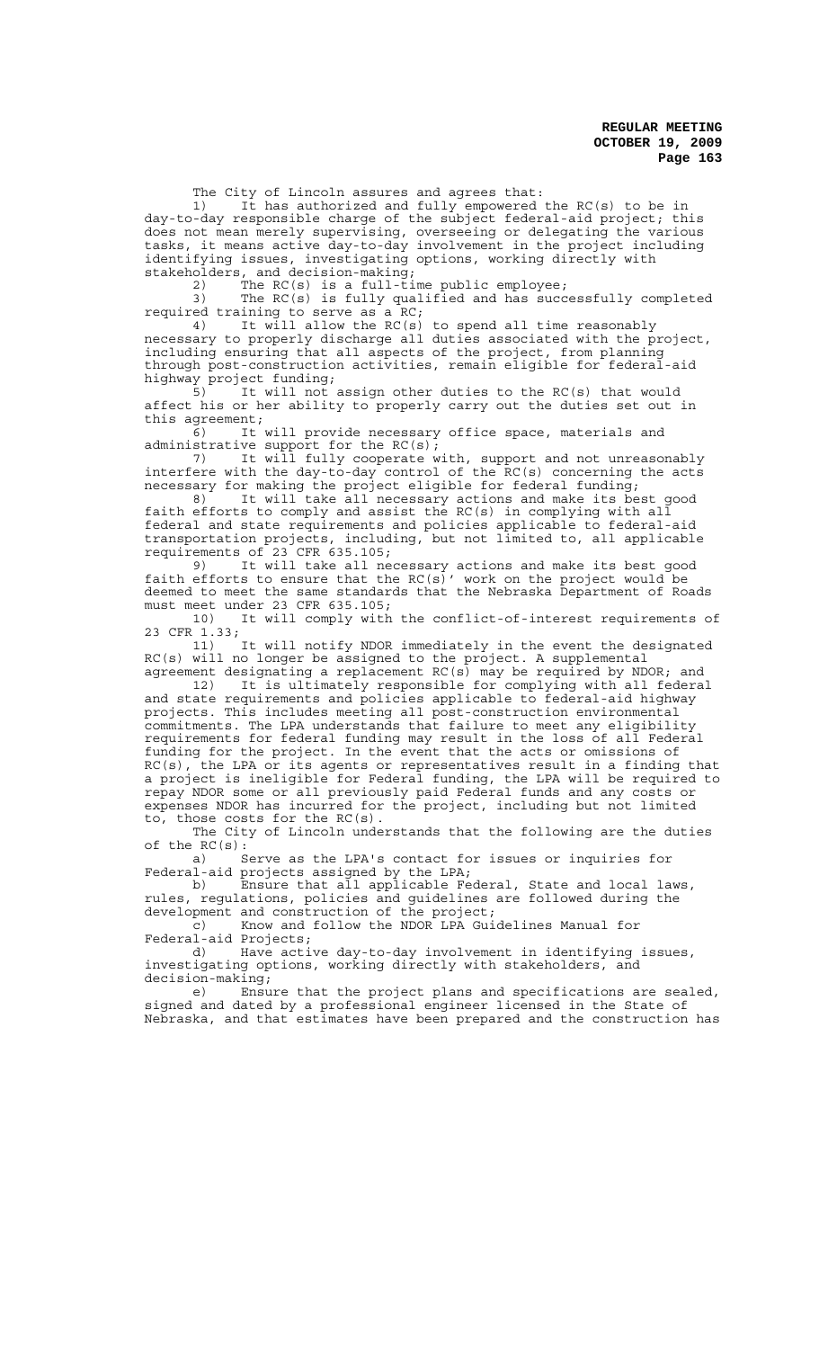The City of Lincoln assures and agrees that:

1) It has authorized and fully empowered the RC(s) to be in day-to-day responsible charge of the subject federal-aid project; this does not mean merely supervising, overseeing or delegating the various tasks, it means active day-to-day involvement in the project including identifying issues, investigating options, working directly with stakeholders, and decision-making;

2) The RC(s) is a full-time public employee;

3) The RC(s) is fully qualified and has successfully completed required training to serve as a RC;

4) It will allow the RC(s) to spend all time reasonably necessary to properly discharge all duties associated with the project, including ensuring that all aspects of the project, from planning through post-construction activities, remain eligible for federal-aid highway project funding;

5) It will not assign other duties to the RC(s) that would affect his or her ability to properly carry out the duties set out in this agreement;

6) It will provide necessary office space, materials and administrative support for the RC(s);

7) It will fully cooperate with, support and not unreasonably interfere with the day-to-day control of the RC(s) concerning the acts necessary for making the project eligible for federal funding;

8) It will take all necessary actions and make its best good faith efforts to comply and assist the RC(s) in complying with all federal and state requirements and policies applicable to federal-aid transportation projects, including, but not limited to, all applicable requirements of 23 CFR 635.105;

9) It will take all necessary actions and make its best good faith efforts to ensure that the RC(s)' work on the project would be deemed to meet the same standards that the Nebraska Department of Roads must meet under 23 CFR 635.105;

10) It will comply with the conflict-of-interest requirements of 23 CFR 1.33;

11) It will notify NDOR immediately in the event the designated RC(s) will no longer be assigned to the project. A supplemental agreement designating a replacement RC(s) may be required by NDOR; and

12) It is ultimately responsible for complying with all federal and state requirements and policies applicable to federal-aid highway projects. This includes meeting all post-construction environmental commitments. The LPA understands that failure to meet any eligibility requirements for federal funding may result in the loss of all Federal funding for the project. In the event that the acts or omissions of RC(s), the LPA or its agents or representatives result in a finding that a project is ineligible for Federal funding, the LPA will be required to repay NDOR some or all previously paid Federal funds and any costs or expenses NDOR has incurred for the project, including but not limited to, those costs for the RC(s).

The City of Lincoln understands that the following are the duties of the RC(s):

a) Serve as the LPA's contact for issues or inquiries for Federal-aid projects assigned by the LPA;

b) Ensure that all applicable Federal, State and local laws, rules, regulations, policies and guidelines are followed during the development and construction of the project;

c) Know and follow the NDOR LPA Guidelines Manual for Federal-aid Projects;

d) Have active day-to-day involvement in identifying issues, investigating options, working directly with stakeholders, and decision-making;

e) Ensure that the project plans and specifications are sealed, signed and dated by a professional engineer licensed in the State of Nebraska, and that estimates have been prepared and the construction has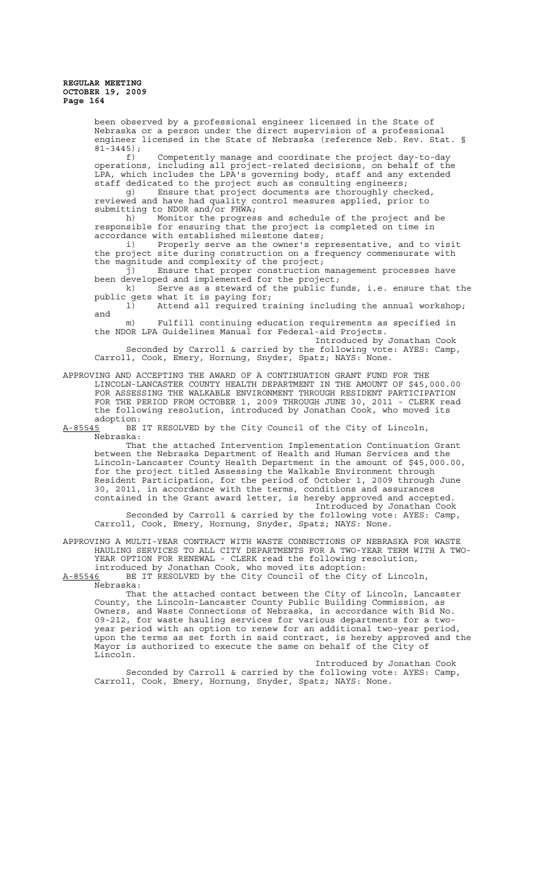been observed by a professional engineer licensed in the State of Nebraska or a person under the direct supervision of a professional engineer licensed in the State of Nebraska (reference Neb. Rev. Stat. § 81-3445);

f) Competently manage and coordinate the project day-to-day operations, including all project-related decisions, on behalf of the LPA, which includes the LPA's governing body, staff and any extended staff dedicated to the project such as consulting engineers;

g) Ensure that project documents are thoroughly checked, reviewed and have had quality control measures applied, prior to submitting to NDOR and/or FHWA;

h) Monitor the progress and schedule of the project and be responsible for ensuring that the project is completed on time in accordance with established milestone dates;

i) Properly serve as the owner's representative, and to visit the project site during construction on a frequency commensurate with the magnitude and complexity of the project;

j) Ensure that proper construction management processes have been developed and implemented for the project;

k) Serve as a steward of the public funds, i.e. ensure that the public gets what it is paying for;

l) Attend all required training including the annual workshop; and

m) Fulfill continuing education requirements as specified in the NDOR LPA Guidelines Manual for Federal-aid Projects.

Introduced by Jonathan Cook

Seconded by Carroll & carried by the following vote: AYES: Camp, Carroll, Cook, Emery, Hornung, Snyder, Spatz; NAYS: None.

APPROVING AND ACCEPTING THE AWARD OF A CONTINUATION GRANT FUND FOR THE LINCOLN-LANCASTER COUNTY HEALTH DEPARTMENT IN THE AMOUNT OF $45,000.00 FOR ASSESSING THE WALKABLE ENVIRONMENT THROUGH RESIDENT PARTICIPATION FOR THE PERIOD FROM OCTOBER 1, 2009 THROUGH JUNE 30, 2011 - CLERK read the following resolution, introduced by Jonathan Cook, who moved its adoption:

A-85545 BE IT RESOLVED by the City Council of the City of Lincoln, Nebraska:

That the attached Intervention Implementation Continuation Grant between the Nebraska Department of Health and Human Services and the Lincoln-Lancaster County Health Department in the amount of $45,000.00, for the project titled Assessing the Walkable Environment through Resident Participation, for the period of October 1, 2009 through June 30, 2011, in accordance with the terms, conditions and assurances contained in the Grant award letter, is hereby approved and accepted.

Introduced by Jonathan Cook

Seconded by Carroll & carried by the following vote: AYES: Camp, Carroll, Cook, Emery, Hornung, Snyder, Spatz; NAYS: None.

APPROVING A MULTI-YEAR CONTRACT WITH WASTE CONNECTIONS OF NEBRASKA FOR WASTE HAULING SERVICES TO ALL CITY DEPARTMENTS FOR A TWO-YEAR TERM WITH A TWO-YEAR OPTION FOR RENEWAL - CLERK read the following resolution, introduced by Jonathan Cook, who moved its adoption:

A-85546 BE IT RESOLVED by the City Council of the City of Lincoln, Nebraska:

That the attached contact between the City of Lincoln, Lancaster County, the Lincoln-Lancaster County Public Building Commission, as Owners, and Waste Connections of Nebraska, in accordance with Bid No. 09-212, for waste hauling services for various departments for a two-year period with an option to renew for an additional two-year period, upon the terms as set forth in said contract, is hereby approved and the Mayor is authorized to execute the same on behalf of the City of Lincoln.

Introduced by Jonathan Cook

Seconded by Carroll & carried by the following vote: AYES: Camp, Carroll, Cook, Emery, Hornung, Snyder, Spatz; NAYS: None.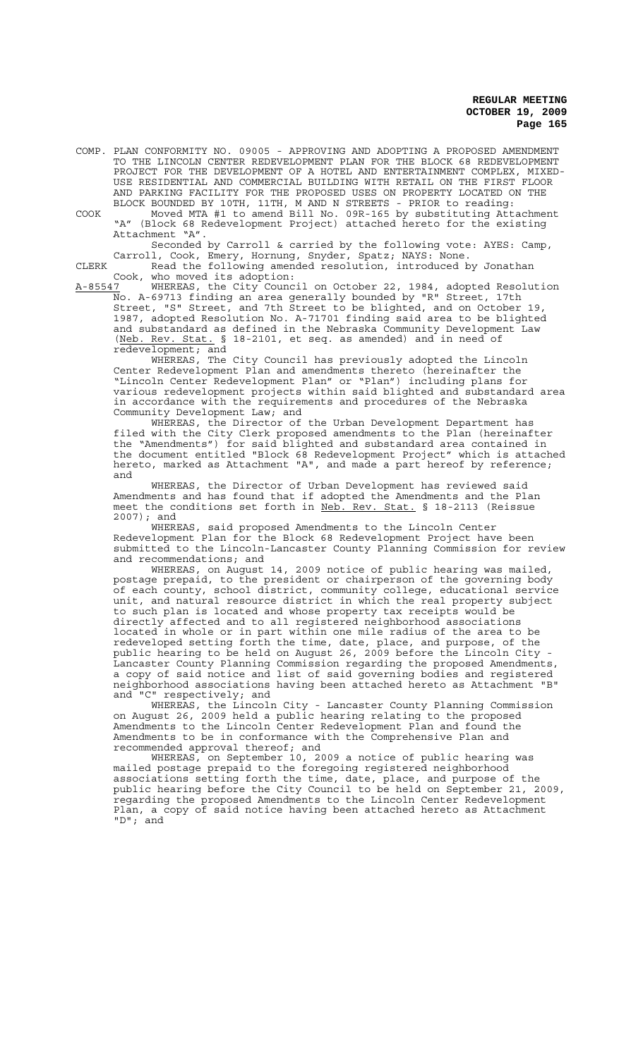COMP. PLAN CONFORMITY NO. 09005 - APPROVING AND ADOPTING A PROPOSED AMENDMENT TO THE LINCOLN CENTER REDEVELOPMENT PLAN FOR THE BLOCK 68 REDEVELOPMENT PROJECT FOR THE DEVELOPMENT OF A HOTEL AND ENTERTAINMENT COMPLEX, MIXED-USE RESIDENTIAL AND COMMERCIAL BUILDING WITH RETAIL ON THE FIRST FLOOR AND PARKING FACILITY FOR THE PROPOSED USES ON PROPERTY LOCATED ON THE BLOCK BOUNDED BY 10TH, 11TH, M AND N STREETS - PRIOR to reading:

COOK Moved MTA #1 to amend Bill No. 09R-165 by substituting Attachment "A" (Block 68 Redevelopment Project) attached hereto for the existing Attachment "A".

Seconded by Carroll & carried by the following vote: AYES: Camp, Carroll, Cook, Emery, Hornung, Snyder, Spatz; NAYS: None.

CLERK Read the following amended resolution, introduced by Jonathan Cook, who moved its adoption:

A-85547 WHEREAS, the City Council on October 22, 1984, adopted Resolution No. A-69713 finding an area generally bounded by "R" Street, 17th Street, "S" Street, and 7th Street to be blighted, and on October 19, 1987, adopted Resolution No. A-71701 finding said area to be blighted and substandard as defined in the Nebraska Community Development Law (Neb. Rev. Stat. § 18-2101, et seq. as amended) and in need of redevelopment; and

WHEREAS, The City Council has previously adopted the Lincoln Center Redevelopment Plan and amendments thereto (hereinafter the "Lincoln Center Redevelopment Plan" or "Plan") including plans for various redevelopment projects within said blighted and substandard area in accordance with the requirements and procedures of the Nebraska Community Development Law; and

WHEREAS, the Director of the Urban Development Department has filed with the City Clerk proposed amendments to the Plan (hereinafter the "Amendments") for said blighted and substandard area contained in the document entitled "Block 68 Redevelopment Project" which is attached hereto, marked as Attachment "A", and made a part hereof by reference; and

WHEREAS, the Director of Urban Development has reviewed said Amendments and has found that if adopted the Amendments and the Plan meet the conditions set forth in Neb. Rev. Stat. § 18-2113 (Reissue 2007); and

WHEREAS, said proposed Amendments to the Lincoln Center Redevelopment Plan for the Block 68 Redevelopment Project have been submitted to the Lincoln-Lancaster County Planning Commission for review and recommendations; and

WHEREAS, on August 14, 2009 notice of public hearing was mailed, postage prepaid, to the president or chairperson of the governing body of each county, school district, community college, educational service unit, and natural resource district in which the real property subject to such plan is located and whose property tax receipts would be directly affected and to all registered neighborhood associations located in whole or in part within one mile radius of the area to be redeveloped setting forth the time, date, place, and purpose, of the public hearing to be held on August 26, 2009 before the Lincoln City - Lancaster County Planning Commission regarding the proposed Amendments, a copy of said notice and list of said governing bodies and registered neighborhood associations having been attached hereto as Attachment "B" and "C" respectively; and

WHEREAS, the Lincoln City - Lancaster County Planning Commission on August 26, 2009 held a public hearing relating to the proposed Amendments to the Lincoln Center Redevelopment Plan and found the Amendments to be in conformance with the Comprehensive Plan and recommended approval thereof; and

WHEREAS, on September 10, 2009 a notice of public hearing was mailed postage prepaid to the foregoing registered neighborhood associations setting forth the time, date, place, and purpose of the public hearing before the City Council to be held on September 21, 2009, regarding the proposed Amendments to the Lincoln Center Redevelopment Plan, a copy of said notice having been attached hereto as Attachment "D"; and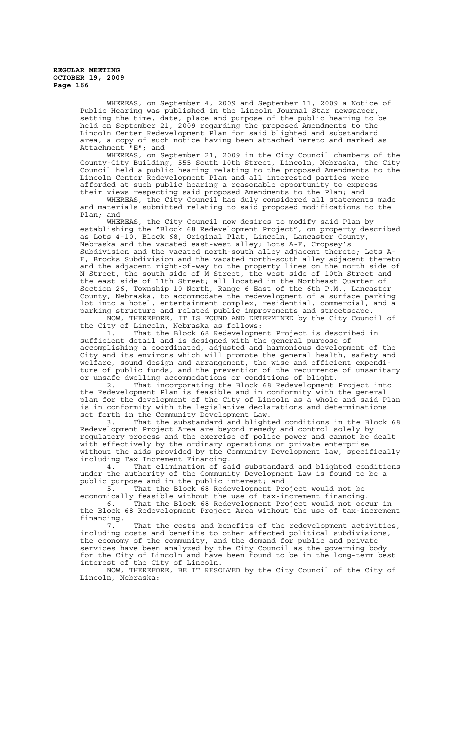WHEREAS, on September 4, 2009 and September 11, 2009 a Notice of Public Hearing was published in the Lincoln Journal Star newspaper, setting the time, date, place and purpose of the public hearing to be held on September 21, 2009 regarding the proposed Amendments to the Lincoln Center Redevelopment Plan for said blighted and substandard area, a copy of such notice having been attached hereto and marked as Attachment "E"; and

WHEREAS, on September 21, 2009 in the City Council chambers of the County-City Building, 555 South 10th Street, Lincoln, Nebraska, the City Council held a public hearing relating to the proposed Amendments to the Lincoln Center Redevelopment Plan and all interested parties were afforded at such public hearing a reasonable opportunity to express their views respecting said proposed Amendments to the Plan; and

WHEREAS, the City Council has duly considered all statements made and materials submitted relating to said proposed modifications to the Plan; and

WHEREAS, the City Council now desires to modify said Plan by establishing the "Block 68 Redevelopment Project", on property described as Lots 4-10, Block 68, Original Plat, Lincoln, Lancaster County, Nebraska and the vacated east-west alley; Lots A-F, Cropsey's Subdivision and the vacated north-south alley adjacent thereto; Lots A-F, Brocks Subdivision and the vacated north-south alley adjacent thereto and the adjacent right-of-way to the property lines on the north side of N Street, the south side of M Street, the west side of 10th Street and the east side of 11th Street; all located in the Northeast Quarter of Section 26, Township 10 North, Range 6 East of the 6th P.M., Lancaster County, Nebraska, to accommodate the redevelopment of a surface parking lot into a hotel, entertainment complex, residential, commercial, and a parking structure and related public improvements and streetscape.

NOW, THEREFORE, IT IS FOUND AND DETERMINED by the City Council of the City of Lincoln, Nebraska as follows:

1. That the Block 68 Redevelopment Project is described in sufficient detail and is designed with the general purpose of accomplishing a coordinated, adjusted and harmonious development of the City and its environs which will promote the general health, safety and welfare, sound design and arrangement, the wise and efficient expenditure of public funds, and the prevention of the recurrence of unsanitary or unsafe dwelling accommodations or conditions of blight.

2. That incorporating the Block 68 Redevelopment Project into the Redevelopment Plan is feasible and in conformity with the general plan for the development of the City of Lincoln as a whole and said Plan is in conformity with the legislative declarations and determinations set forth in the Community Development Law.

3. That the substandard and blighted conditions in the Block 68 Redevelopment Project Area are beyond remedy and control solely by regulatory process and the exercise of police power and cannot be dealt with effectively by the ordinary operations or private enterprise without the aids provided by the Community Development law, specifically including Tax Increment Financing.

4. That elimination of said substandard and blighted conditions under the authority of the Community Development Law is found to be a public purpose and in the public interest; and

5. That the Block 68 Redevelopment Project would not be economically feasible without the use of tax-increment financing.

6. That the Block 68 Redevelopment Project would not occur in the Block 68 Redevelopment Project Area without the use of tax-increment financing.

7. That the costs and benefits of the redevelopment activities, including costs and benefits to other affected political subdivisions, the economy of the community, and the demand for public and private services have been analyzed by the City Council as the governing body for the City of Lincoln and have been found to be in the long-term best interest of the City of Lincoln.

NOW, THEREFORE, BE IT RESOLVED by the City Council of the City of Lincoln, Nebraska: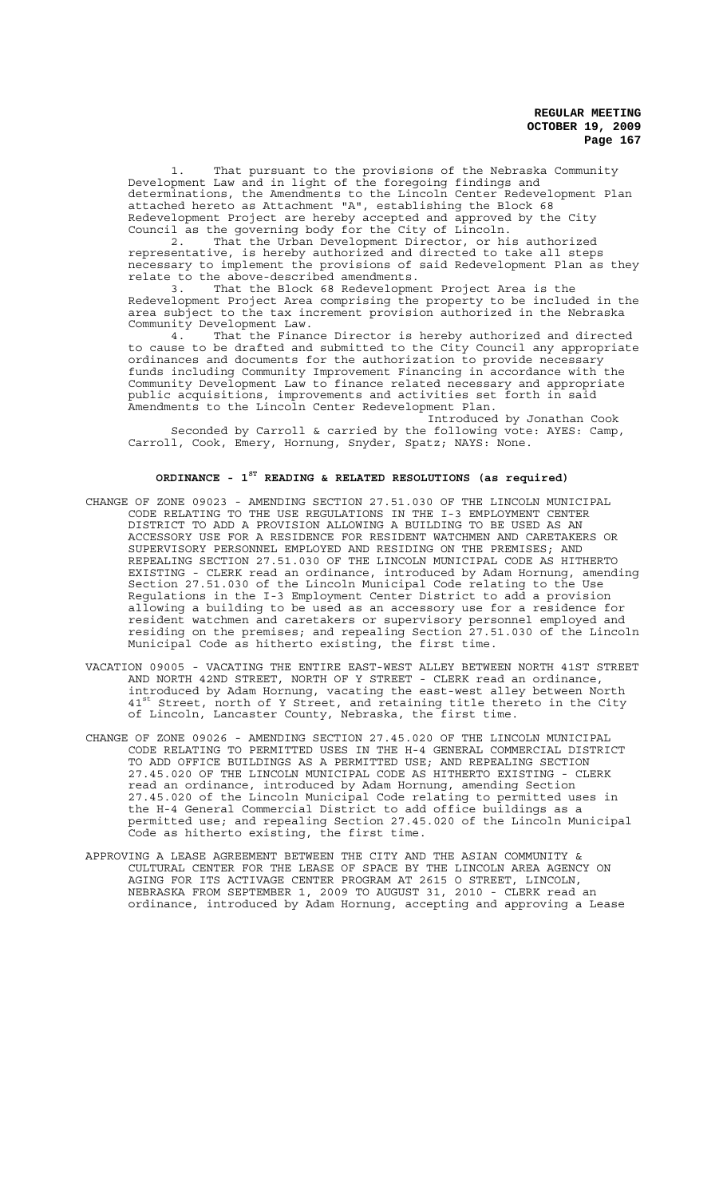1. That pursuant to the provisions of the Nebraska Community Development Law and in light of the foregoing findings and determinations, the Amendments to the Lincoln Center Redevelopment Plan attached hereto as Attachment "A", establishing the Block 68 Redevelopment Project are hereby accepted and approved by the City Council as the governing body for the City of Lincoln.

2. That the Urban Development Director, or his authorized representative, is hereby authorized and directed to take all steps necessary to implement the provisions of said Redevelopment Plan as they relate to the above-described amendments.

3. That the Block 68 Redevelopment Project Area is the Redevelopment Project Area comprising the property to be included in the area subject to the tax increment provision authorized in the Nebraska Community Development Law.

4. That the Finance Director is hereby authorized and directed to cause to be drafted and submitted to the City Council any appropriate ordinances and documents for the authorization to provide necessary funds including Community Improvement Financing in accordance with the Community Development Law to finance related necessary and appropriate public acquisitions, improvements and activities set forth in said Amendments to the Lincoln Center Redevelopment Plan.

Introduced by Jonathan Cook

Seconded by Carroll & carried by the following vote: AYES: Camp, Carroll, Cook, Emery, Hornung, Snyder, Spatz; NAYS: None.

## ORDINANCE - 1ST READING & RELATED RESOLUTIONS (as required)

CHANGE OF ZONE 09023 - AMENDING SECTION 27.51.030 OF THE LINCOLN MUNICIPAL CODE RELATING TO THE USE REGULATIONS IN THE I-3 EMPLOYMENT CENTER DISTRICT TO ADD A PROVISION ALLOWING A BUILDING TO BE USED AS AN ACCESSORY USE FOR A RESIDENCE FOR RESIDENT WATCHMEN AND CARETAKERS OR SUPERVISORY PERSONNEL EMPLOYED AND RESIDING ON THE PREMISES; AND REPEALING SECTION 27.51.030 OF THE LINCOLN MUNICIPAL CODE AS HITHERTO EXISTING - CLERK read an ordinance, introduced by Adam Hornung, amending Section 27.51.030 of the Lincoln Municipal Code relating to the Use Regulations in the I-3 Employment Center District to add a provision allowing a building to be used as an accessory use for a residence for resident watchmen and caretakers or supervisory personnel employed and residing on the premises; and repealing Section 27.51.030 of the Lincoln Municipal Code as hitherto existing, the first time.

VACATION 09005 - VACATING THE ENTIRE EAST-WEST ALLEY BETWEEN NORTH 41ST STREET AND NORTH 42ND STREET, NORTH OF Y STREET - CLERK read an ordinance, introduced by Adam Hornung, vacating the east-west alley between North 41st Street, north of Y Street, and retaining title thereto in the City of Lincoln, Lancaster County, Nebraska, the first time.

CHANGE OF ZONE 09026 - AMENDING SECTION 27.45.020 OF THE LINCOLN MUNICIPAL CODE RELATING TO PERMITTED USES IN THE H-4 GENERAL COMMERCIAL DISTRICT TO ADD OFFICE BUILDINGS AS A PERMITTED USE; AND REPEALING SECTION 27.45.020 OF THE LINCOLN MUNICIPAL CODE AS HITHERTO EXISTING - CLERK read an ordinance, introduced by Adam Hornung, amending Section 27.45.020 of the Lincoln Municipal Code relating to permitted uses in the H-4 General Commercial District to add office buildings as a permitted use; and repealing Section 27.45.020 of the Lincoln Municipal Code as hitherto existing, the first time.

APPROVING A LEASE AGREEMENT BETWEEN THE CITY AND THE ASIAN COMMUNITY & CULTURAL CENTER FOR THE LEASE OF SPACE BY THE LINCOLN AREA AGENCY ON AGING FOR ITS ACTIVAGE CENTER PROGRAM AT 2615 O STREET, LINCOLN, NEBRASKA FROM SEPTEMBER 1, 2009 TO AUGUST 31, 2010 - CLERK read an ordinance, introduced by Adam Hornung, accepting and approving a Lease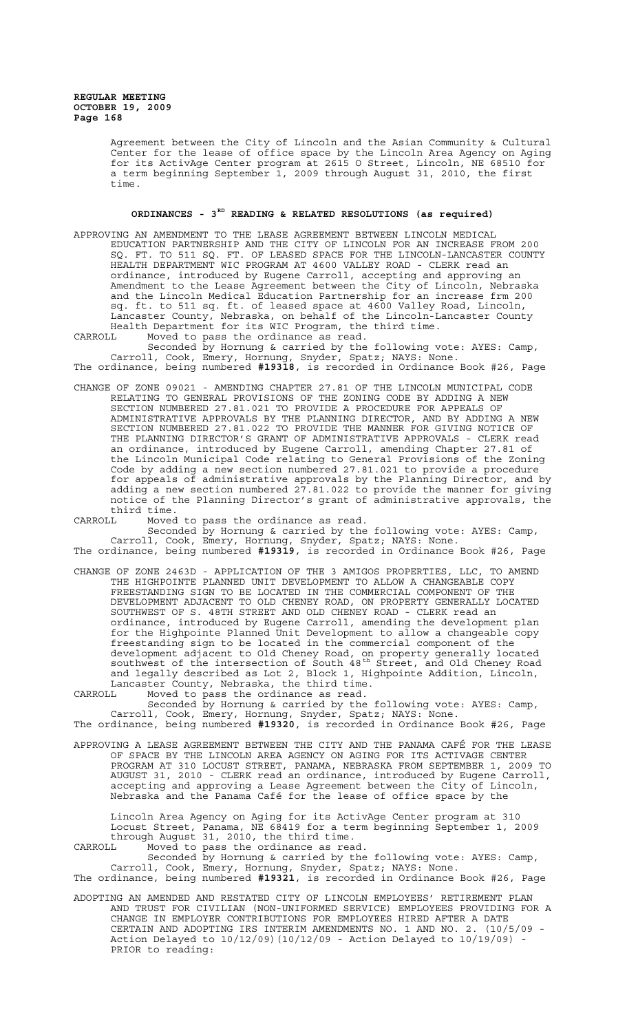Agreement between the City of Lincoln and the Asian Community & Cultural Center for the lease of office space by the Lincoln Area Agency on Aging for its ActivAge Center program at 2615 O Street, Lincoln, NE 68510 for a term beginning September 1, 2009 through August 31, 2010, the first time.

## ORDINANCES - 3RD READING & RELATED RESOLUTIONS (as required)

APPROVING AN AMENDMENT TO THE LEASE AGREEMENT BETWEEN LINCOLN MEDICAL EDUCATION PARTNERSHIP AND THE CITY OF LINCOLN FOR AN INCREASE FROM 200 SQ. FT. TO 511 SQ. FT. OF LEASED SPACE FOR THE LINCOLN-LANCASTER COUNTY HEALTH DEPARTMENT WIC PROGRAM AT 4600 VALLEY ROAD - CLERK read an ordinance, introduced by Eugene Carroll, accepting and approving an Amendment to the Lease Agreement between the City of Lincoln, Nebraska and the Lincoln Medical Education Partnership for an increase frm 200 sq. ft. to 511 sq. ft. of leased space at 4600 Valley Road, Lincoln, Lancaster County, Nebraska, on behalf of the Lincoln-Lancaster County Health Department for its WIC Program, the third time.

CARROLL Moved to pass the ordinance as read.

Seconded by Hornung & carried by the following vote: AYES: Camp, Carroll, Cook, Emery, Hornung, Snyder, Spatz; NAYS: None.

The ordinance, being numbered **#19318**, is recorded in Ordinance Book #26, Page

CHANGE OF ZONE 09021 - AMENDING CHAPTER 27.81 OF THE LINCOLN MUNICIPAL CODE RELATING TO GENERAL PROVISIONS OF THE ZONING CODE BY ADDING A NEW SECTION NUMBERED 27.81.021 TO PROVIDE A PROCEDURE FOR APPEALS OF ADMINISTRATIVE APPROVALS BY THE PLANNING DIRECTOR, AND BY ADDING A NEW SECTION NUMBERED 27.81.022 TO PROVIDE THE MANNER FOR GIVING NOTICE OF THE PLANNING DIRECTOR'S GRANT OF ADMINISTRATIVE APPROVALS - CLERK read an ordinance, introduced by Eugene Carroll, amending Chapter 27.81 of the Lincoln Municipal Code relating to General Provisions of the Zoning Code by adding a new section numbered 27.81.021 to provide a procedure for appeals of administrative approvals by the Planning Director, and by adding a new section numbered 27.81.022 to provide the manner for giving notice of the Planning Director's grant of administrative approvals, the third time.

CARROLL Moved to pass the ordinance as read.

Seconded by Hornung & carried by the following vote: AYES: Camp, Carroll, Cook, Emery, Hornung, Snyder, Spatz; NAYS: None.

The ordinance, being numbered **#19319**, is recorded in Ordinance Book #26, Page

CHANGE OF ZONE 2463D - APPLICATION OF THE 3 AMIGOS PROPERTIES, LLC, TO AMEND THE HIGHPOINTE PLANNED UNIT DEVELOPMENT TO ALLOW A CHANGEABLE COPY FREESTANDING SIGN TO BE LOCATED IN THE COMMERCIAL COMPONENT OF THE DEVELOPMENT ADJACENT TO OLD CHENEY ROAD, ON PROPERTY GENERALLY LOCATED SOUTHWEST OF S. 48TH STREET AND OLD CHENEY ROAD - CLERK read an ordinance, introduced by Eugene Carroll, amending the development plan for the Highpointe Planned Unit Development to allow a changeable copy freestanding sign to be located in the commercial component of the development adjacent to Old Cheney Road, on property generally located southwest of the intersection of South 48th Street, and Old Cheney Road and legally described as Lot 2, Block 1, Highpointe Addition, Lincoln, Lancaster County, Nebraska, the third time.

CARROLL Moved to pass the ordinance as read.

Seconded by Hornung & carried by the following vote: AYES: Camp, Carroll, Cook, Emery, Hornung, Snyder, Spatz; NAYS: None.

The ordinance, being numbered **#19320**, is recorded in Ordinance Book #26, Page

APPROVING A LEASE AGREEMENT BETWEEN THE CITY AND THE PANAMA CAFÉ FOR THE LEASE OF SPACE BY THE LINCOLN AREA AGENCY ON AGING FOR ITS ACTIVAGE CENTER PROGRAM AT 310 LOCUST STREET, PANAMA, NEBRASKA FROM SEPTEMBER 1, 2009 TO AUGUST 31, 2010 - CLERK read an ordinance, introduced by Eugene Carroll, accepting and approving a Lease Agreement between the City of Lincoln, Nebraska and the Panama Café for the lease of office space by the Lincoln Area Agency on Aging for its ActivAge Center program at 310 Locust Street, Panama, NE 68419 for a term beginning September 1, 2009 through August 31, 2010, the third time.

CARROLL Moved to pass the ordinance as read.

Seconded by Hornung & carried by the following vote: AYES: Camp, Carroll, Cook, Emery, Hornung, Snyder, Spatz; NAYS: None.

The ordinance, being numbered **#19321**, is recorded in Ordinance Book #26, Page

ADOPTING AN AMENDED AND RESTATED CITY OF LINCOLN EMPLOYEES' RETIREMENT PLAN AND TRUST FOR CIVILIAN (NON-UNIFORMED SERVICE) EMPLOYEES PROVIDING FOR A CHANGE IN EMPLOYER CONTRIBUTIONS FOR EMPLOYEES HIRED AFTER A DATE CERTAIN AND ADOPTING IRS INTERIM AMENDMENTS NO. 1 AND NO. 2. (10/5/09 - Action Delayed to 10/12/09)(10/12/09 - Action Delayed to 10/19/09) - PRIOR to reading: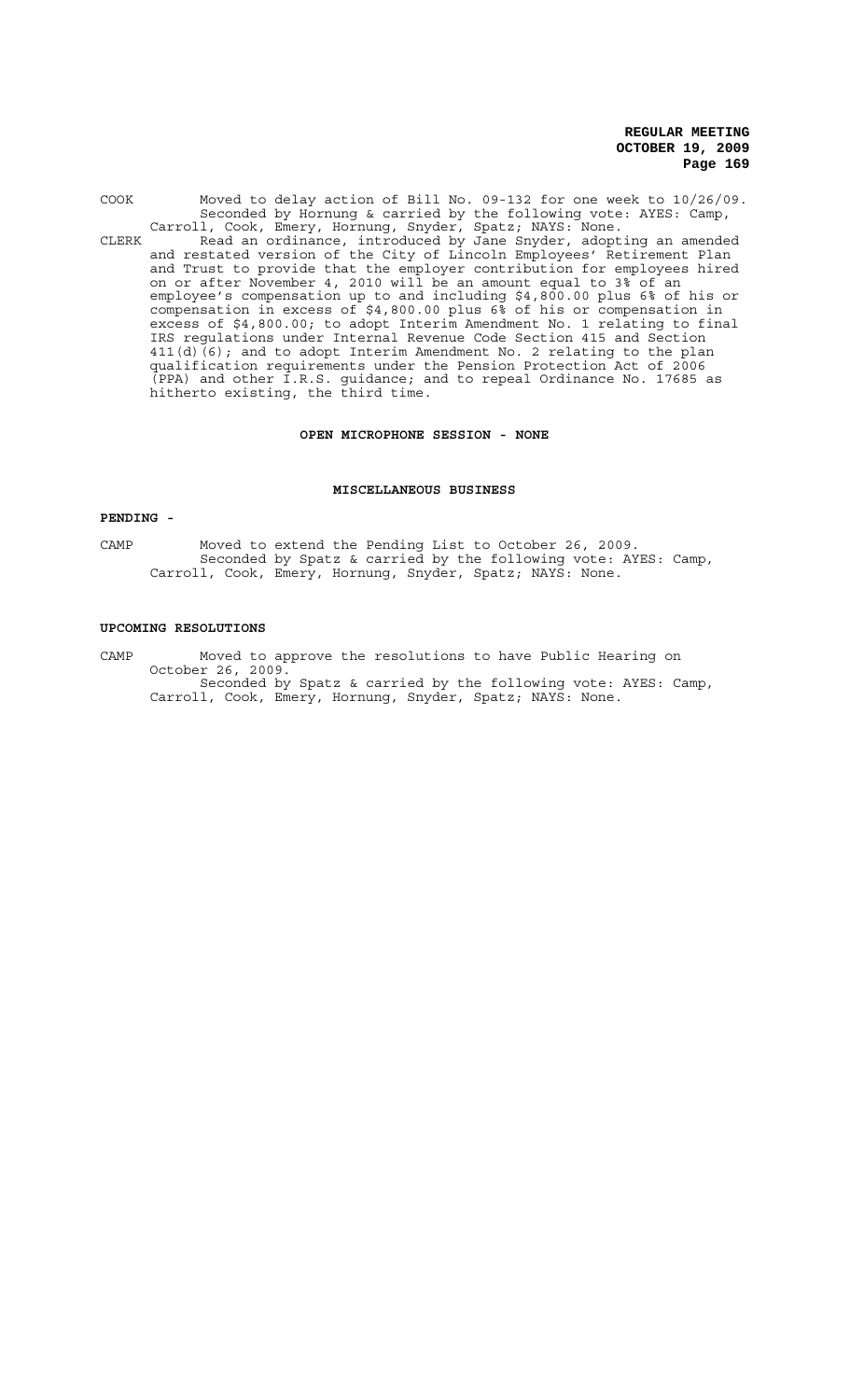COOK Moved to delay action of Bill No. 09-132 for one week to 10/26/09. Seconded by Hornung & carried by the following vote: AYES: Camp, Carroll, Cook, Emery, Hornung, Snyder, Spatz; NAYS: None.

CLERK Read an ordinance, introduced by Jane Snyder, adopting an amended and restated version of the City of Lincoln Employees' Retirement Plan and Trust to provide that the employer contribution for employees hired on or after November 4, 2010 will be an amount equal to 3% of an employee's compensation up to and including $4,800.00 plus 6% of his or compensation in excess of $4,800.00 plus 6% of his or compensation in excess of $4,800.00; to adopt Interim Amendment No. 1 relating to final IRS regulations under Internal Revenue Code Section 415 and Section 411(d)(6); and to adopt Interim Amendment No. 2 relating to the plan qualification requirements under the Pension Protection Act of 2006 (PPA) and other I.R.S. guidance; and to repeal Ordinance No. 17685 as hitherto existing, the third time.

## OPEN MICROPHONE SESSION - NONE

## MISCELLANEOUS BUSINESS

**PENDING -**

CAMP Moved to extend the Pending List to October 26, 2009. Seconded by Spatz & carried by the following vote: AYES: Camp, Carroll, Cook, Emery, Hornung, Snyder, Spatz; NAYS: None.

**UPCOMING RESOLUTIONS**

CAMP Moved to approve the resolutions to have Public Hearing on October 26, 2009. Seconded by Spatz & carried by the following vote: AYES: Camp, Carroll, Cook, Emery, Hornung, Snyder, Spatz; NAYS: None.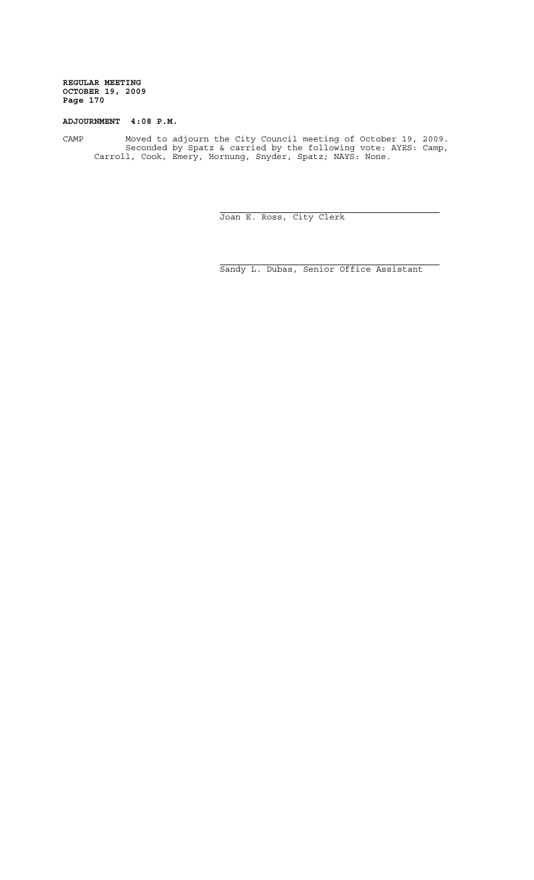**ADJOURNMENT 4:08 P.M.**

CAMP Moved to adjourn the City Council meeting of October 19, 2009. Seconded by Spatz & carried by the following vote: AYES: Camp, Carroll, Cook, Emery, Hornung, Snyder, Spatz; NAYS: None.

Joan E. Ross, City Clerk

Sandy L. Dubas, Senior Office Assistant